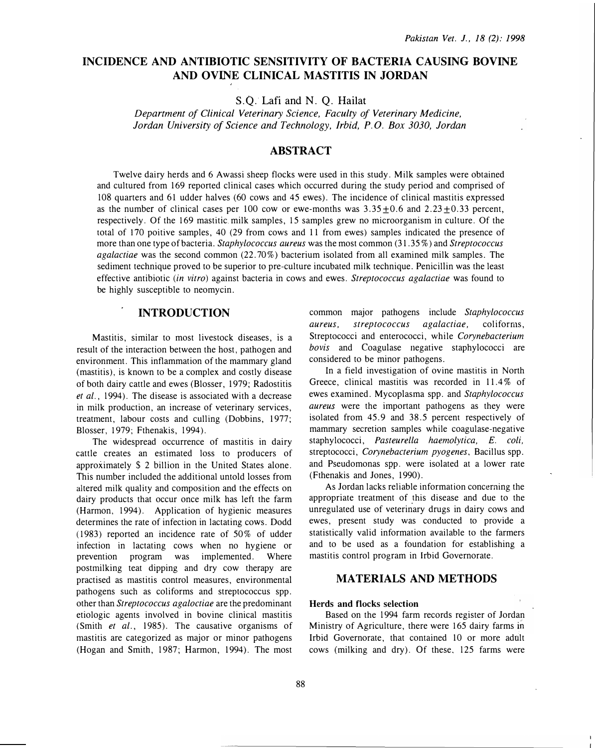# INCIDENCE AND ANTIBIOTIC SENSITIVITY OF BACTERIA CAUSING BOVINE AND OVINE CLINICAL MASTITIS IN JORDAN

S.Q. Lafi and N. Q. Hailat

*Department of Clinical Veterinary Science, Faculty of Veterinary Medicine, Jordan University of Science and Technology, Irbid, P.O. Box 3030, Jordan*

## ABSTRACT

Twelve dairy herds and 6 Awassi sheep flocks were used in this study. Milk samples were obtained and cultured from 169 reported clinical cases which occurred during the study period and comprised of 108 quarters and 61 udder halves (60 cows and 45 ewes). The incidence of clinical mastitis expressed as the number of clinical cases per 100 cow or ewe-months was $3.35 \pm 0.6$ and $2.23 \pm 0.33$ percent, respectively. Of the 169 mastitic milk samples, 15 samples grew no microorganism in culture. Of the total of 170 poitive samples, 40 (29 from cows and 11 from ewes) samples indicated the presence of more than one type of bacteria. *Staphylococcus aureus* was the most common (31.35%) and *Streptococcus agalactiae* was the second common (22.70%) bacterium isolated from all examined milk samples. The sediment technique proved to be superior to pre-culture incubated milk technique. Penicillin was the least effective antibiotic (*in vitro*) against bacteria in cows and ewes. *Streptococcus agalactiae* was found to be highly susceptible to neomycin.

## INTRODUCTION

Mastitis, similar to most livestock diseases, is a result of the interaction between the host, pathogen and environment. This inflammation of the mammary gland (mastitis), is known to be a complex and costly disease of both dairy cattle and ewes (Blosser, 1979; Radostitis *et al.*, 1994). The disease is associated with a decrease in milk production, an increase of veterinary services, treatment, labour costs and culling (Dobbins, 1977; Blosser, 1979; Fthenakis, 1994).

The widespread occurrence of mastitis in dairy cattle creates an estimated loss to producers of approximately $ 2 billion in the United States alone. This number included the additional untold losses from altered milk quality and composition and the effects on dairy products that occur once milk has left the farm (Harmon, 1994). Application of hygienic measures determines the rate of infection in lactating cows. Dodd (1983) reported an incidence rate of 50% of udder infection in lactating cows when no hygiene or prevention program was implemented. Where postmilking teat dipping and dry cow therapy are practised as mastitis control measures, environmental pathogens such as coliforms and streptococcus spp. other than *Streptococcus agaloctiae* are the predominant etiologic agents involved in bovine clinical mastitis (Smith *et al.*, 1985). The causative organisms of mastitis are categorized as major or minor pathogens (Hogan and Smith, 1987; Harmon, 1994). The most common major pathogens include *Staphylococcus aureus, streptococcus agalactiae,* coliforms, Streptococci and enterococci, while *Corynebacterium bovis* and Coagulase negative staphylococci are considered to be minor pathogens.

In a field investigation of ovine mastitis in North Greece, clinical mastitis was recorded in 11.4% of ewes examined. Mycoplasma spp. and *Staphylococcus aureus* were the important pathogens as they were isolated from 45.9 and 38.5 percent respectively of mammary secretion samples while coagulase-negative staphylococci, *Pasteurella haemolytica, E. coli,* streptococci, *Corynebacterium pyogenes*, Bacillus spp. and Pseudomonas spp. were isolated at a lower rate (Fthenakis and Jones, 1990).

As Jordan lacks reliable information concerning the appropriate treatment of this disease and due to the unregulated use of veterinary drugs in dairy cows and ewes, present study was conducted to provide a statistically valid information available to the farmers and to be used as a foundation for establishing a mastitis control program in Irbid Governorate.

## MATERIALS AND METHODS

### Herds and flocks selection

Based on the 1994 farm records register of Jordan Ministry of Agriculture, there were 165 dairy farms in Irbid Governorate, that contained 10 or more adult cows (milking and dry). Of these, 125 farms were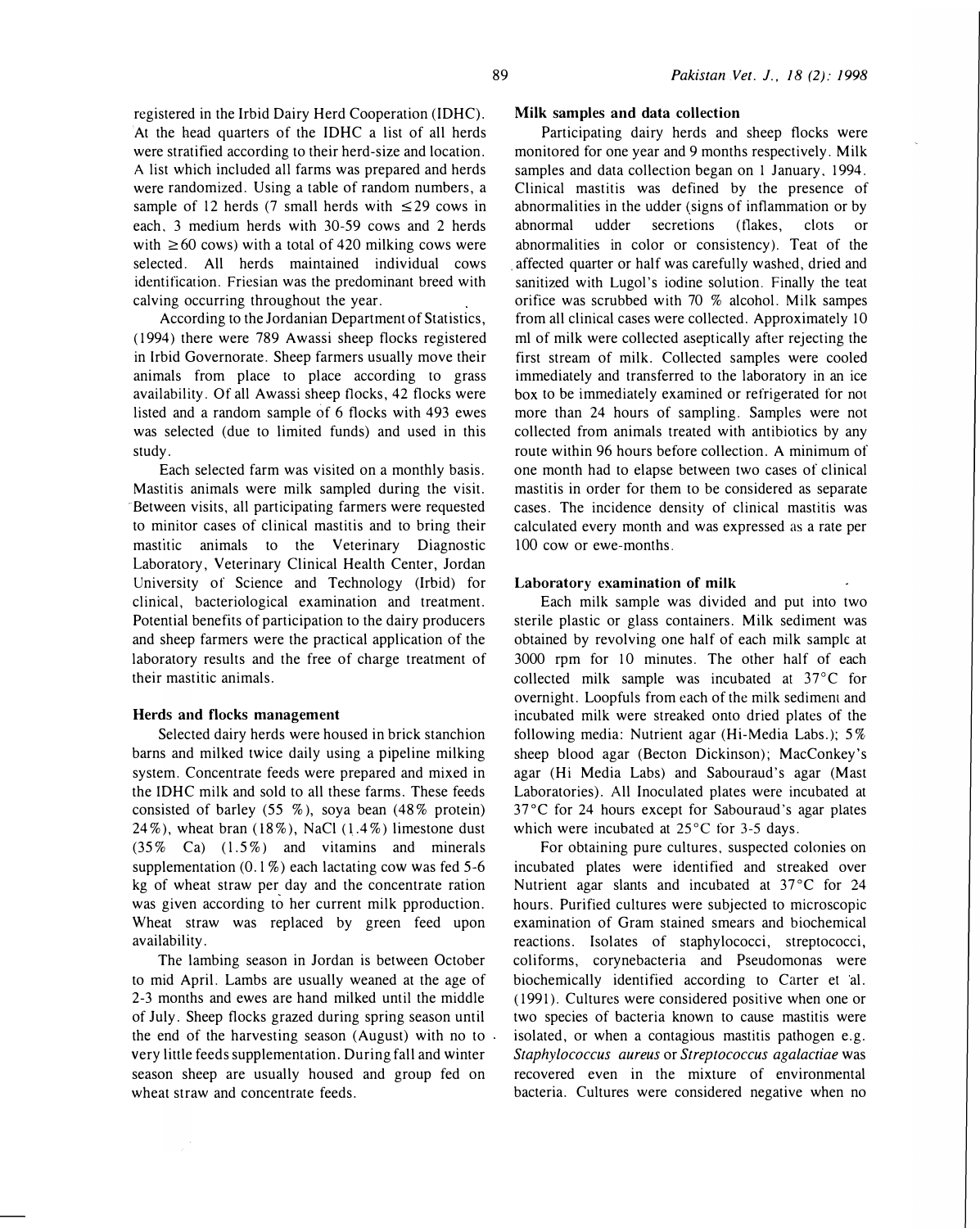registered in the Irbid Dairy Herd Cooperation (IDHC). At the head quarters of the IDHC a list of all herds were stratified according to their herd-size and location. A list which included all farms was prepared and herds were randomized. Using a table of random numbers, a sample of 12 herds (7 small herds with $\leq 29$ cows in each, 3 medium herds with 30-59 cows and 2 herds with $\geq 60$ cows) with a total of 420 milking cows were selected. All herds maintained individual cows identification. Friesian was the predominant breed with calving occurring throughout the year.

According to the Jordanian Department of Statistics, (1994) there were 789 Awassi sheep flocks registered in Irbid Governorate. Sheep farmers usually move their animals from place to place according to grass availability. Of all Awassi sheep flocks, 42 flocks were listed and a random sample of 6 flocks with 493 ewes was selected (due to limited funds) and used in this study.

Each selected farm was visited on a monthly basis. Mastitis animals were milk sampled during the visit. Between visits, all participating farmers were requested to minitor cases of clinical mastitis and to bring their mastitic animals to the Veterinary Diagnostic Laboratory, Veterinary Clinical Health Center, Jordan University of Science and Technology (Irbid) for clinical, bacteriological examination and treatment. Potential benefits of participation to the dairy producers and sheep farmers were the practical application of the laboratory results and the free of charge treatment of their mastitic animals.

### Herds and flocks management

Selected dairy herds were housed in brick stanchion barns and milked twice daily using a pipeline milking system. Concentrate feeds were prepared and mixed in the IDHC milk and sold to all these farms. These feeds consisted of barley (55 %), soya bean (48% protein) 24%), wheat bran (18%), NaCl (1.4%) limestone dust (35% Ca) (1.5%) and vitamins and minerals supplementation (0.1%) each lactating cow was fed 5-6 kg of wheat straw per day and the concentrate ration was given according to her current milk pproduction. Wheat straw was replaced by green feed upon availability.

The lambing season in Jordan is between October to mid April. Lambs are usually weaned at the age of 2-3 months and ewes are hand milked until the middle of July. Sheep flocks grazed during spring season until the end of the harvesting season (August) with no to very little feeds supplementation. During fall and winter season sheep are usually housed and group fed on wheat straw and concentrate feeds.

### Milk samples and data collection

Participating dairy herds and sheep flocks were monitored for one year and 9 months respectively. Milk samples and data collection began on 1 January, 1994. Clinical mastitis was defined by the presence of abnormalities in the udder (signs of inflammation or by abnormal udder secretions (flakes, clots or abnormalities in color or consistency). Teat of the affected quarter or half was carefully washed, dried and sanitized with Lugol's iodine solution. Finally the teat orifice was scrubbed with 70 % alcohol. Milk sampes from all clinical cases were collected. Approximately 10 ml of milk were collected aseptically after rejecting the first stream of milk. Collected samples were cooled immediately and transferred to the laboratory in an ice box to be immediately examined or refrigerated for not more than 24 hours of sampling. Samples were not collected from animals treated with antibiotics by any route within 96 hours before collection. A minimum of one month had to elapse between two cases of clinical mastitis in order for them to be considered as separate cases. The incidence density of clinical mastitis was calculated every month and was expressed as a rate per 100 cow or ewe-months.

### Laboratory examination of milk

Each milk sample was divided and put into two sterile plastic or glass containers. Milk sediment was obtained by revolving one half of each milk sample at 3000 rpm for 10 minutes. The other half of each collected milk sample was incubated at 37°C for overnight. Loopfuls from each of the milk sediment and incubated milk were streaked onto dried plates of the following media: Nutrient agar (Hi-Media Labs.); 5% sheep blood agar (Becton Dickinson); MacConkey's agar (Hi Media Labs) and Sabouraud's agar (Mast Laboratories). All Inoculated plates were incubated at 37°C for 24 hours except for Sabouraud's agar plates which were incubated at 25°C for 3-5 days.

For obtaining pure cultures, suspected colonies on incubated plates were identified and streaked over Nutrient agar slants and incubated at 37°C for 24 hours. Purified cultures were subjected to microscopic examination of Gram stained smears and biochemical reactions. Isolates of staphylococci, streptococci, coliforms, corynebacteria and Pseudomonas were biochemically identified according to Carter et al. (1991). Cultures were considered positive when one or two species of bacteria known to cause mastitis were isolated, or when a contagious mastitis pathogen e.g. *Staphylococcus aureus* or *Streptococcus agalactiae* was recovered even in the mixture of environmental bacteria. Cultures were considered negative when no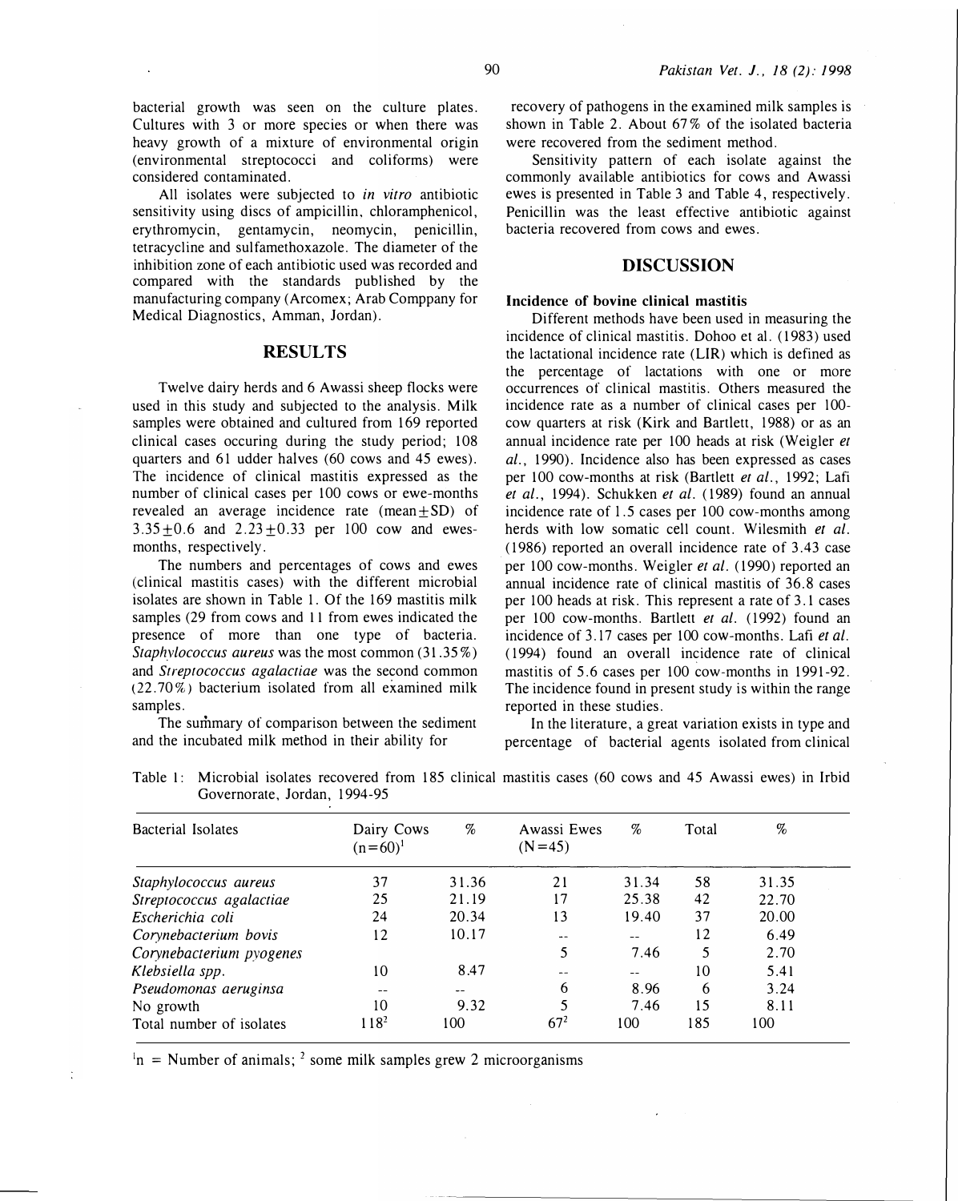bacterial growth was seen on the culture plates. Cultures with 3 or more species or when there was heavy growth of a mixture of environmental origin (environmental streptococci and coliforms) were considered contaminated.

All isolates were subjected to *in vitro* antibiotic sensitivity using discs of ampicillin, chloramphenicol, erythromycin, gentamycin, neomycin, penicillin, tetracycline and sulfamethoxazole. The diameter of the inhibition zone of each antibiotic used was recorded and compared with the standards published by the manufacturing company (Arcomex; Arab Compppany for Medical Diagnostics, Amman, Jordan).

## RESULTS

Twelve dairy herds and 6 Awassi sheep flocks were used in this study and subjected to the analysis. Milk samples were obtained and cultured from 169 reported clinical cases occuring during the study period; 108 quarters and 61 udder halves (60 cows and 45 ewes). The incidence of clinical mastitis expressed as the number of clinical cases per 100 cows or ewe-months revealed an average incidence rate (mean$\pm$SD) of $3.35\pm0.6$ and $2.23\pm0.33$ per 100 cow and ewes-months, respectively.

The numbers and percentages of cows and ewes (clinical mastitis cases) with the different microbial isolates are shown in Table 1. Of the 169 mastitis milk samples (29 from cows and 11 from ewes indicated the presence of more than one type of bacteria. *Staphylococcus aureus* was the most common (31.35%) and *Streptococcus agalactiae* was the second common (22.70%) bacterium isolated from all examined milk samples.

The summary of comparison between the sediment and the incubated milk method in their ability for recovery of pathogens in the examined milk samples is shown in Table 2. About 67% of the isolated bacteria were recovered from the sediment method.

Sensitivity pattern of each isolate against the commonly available antibiotics for cows and Awassi ewes is presented in Table 3 and Table 4, respectively. Penicillin was the least effective antibiotic against bacteria recovered from cows and ewes.

## DISCUSSION

### Incidence of bovine clinical mastitis

Different methods have been used in measuring the incidence of clinical mastitis. Dohoo et al. (1983) used the lactational incidence rate (LIR) which is defined as the percentage of lactations with one or more occurrences of clinical mastitis. Others measured the incidence rate as a number of clinical cases per 100-cow quarters at risk (Kirk and Bartlett, 1988) or as an annual incidence rate per 100 heads at risk (Weigler *et al.*, 1990). Incidence also has been expressed as cases per 100 cow-months at risk (Bartlett *et al.*, 1992; Lafi *et al.*, 1994). Schukken *et al.* (1989) found an annual incidence rate of 1.5 cases per 100 cow-months among herds with low somatic cell count. Wilesmith *et al.* (1986) reported an overall incidence rate of 3.43 case per 100 cow-months. Weigler *et al.* (1990) reported an annual incidence rate of clinical mastitis of 36.8 cases per 100 heads at risk. This represent a rate of 3.1 cases per 100 cow-months. Bartlett *et al.* (1992) found an incidence of 3.17 cases per 100 cow-months. Lafi *et al.* (1994) found an overall incidence rate of clinical mastitis of 5.6 cases per 100 cow-months in 1991-92. The incidence found in present study is within the range reported in these studies.

In the literature, a great variation exists in type and percentage of bacterial agents isolated from clinical

Table 1: Microbial isolates recovered from 185 clinical mastitis cases (60 cows and 45 Awassi ewes) in Irbid Governorate, Jordan, 1994-95

| Bacterial Isolates | Dairy Cows (n=60)[1] | % | Awassi Ewes (N=45) | % | Total | % |
|---|---|---|---|---|---|---|
| *Staphylococcus aureus* | 37 | 31.36 | 21 | 31.34 | 58 | 31.35 |
| *Streptococcus agalactiae* | 25 | 21.19 | 17 | 25.38 | 42 | 22.70 |
| *Escherichia coli* | 24 | 20.34 | 13 | 19.40 | 37 | 20.00 |
| *Corynebacterium bovis* | 12 | 10.17 | -- | -- | 12 | 6.49 |
| *Corynebacterium pyogenes* | | | 5 | 7.46 | 5 | 2.70 |
| *Klebsiella spp.* | 10 | 8.47 | -- | -- | 10 | 5.41 |
| *Pseudomonas aeruginsa* | -- | -- | 6 | 8.96 | 6 | 3.24 |
| No growth | 10 | 9.32 | 5 | 7.46 | 15 | 8.11 |
| Total number of isolates | 118[2] | 100 | 67[2] | 100 | 185 | 100 |

[1]n = Number of animals; [2] some milk samples grew 2 microorganisms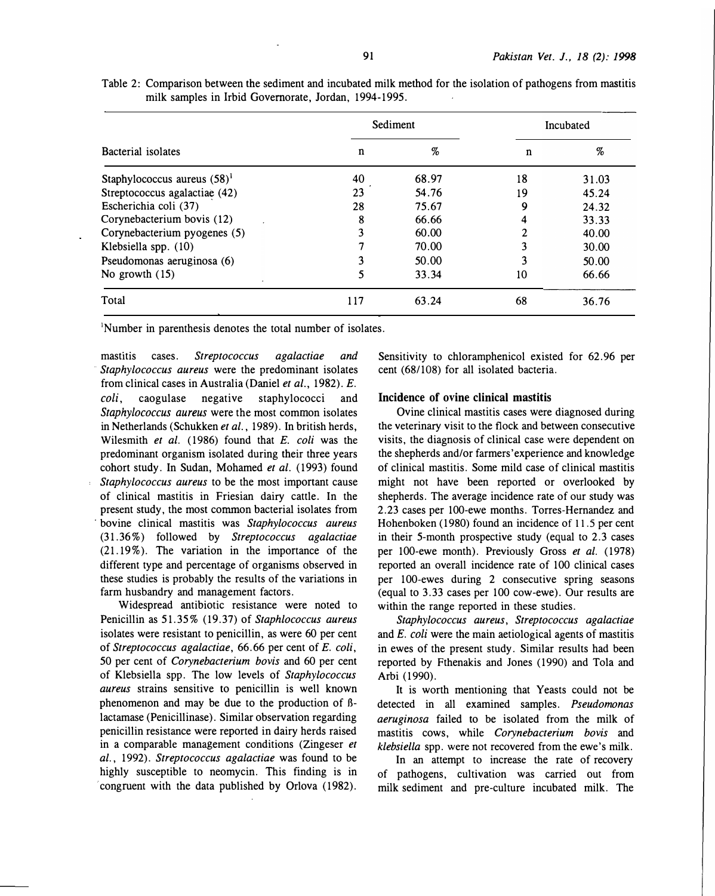Table 2: Comparison between the sediment and incubated milk method for the isolation of pathogens from mastitis milk samples in Irbid Governorate, Jordan, 1994-1995.

| Bacterial isolates | Sediment | | Incubated | |
|---|---|---|---|---|
| | n | % | n | % |
| Staphylococcus aureus (58)[1] | 40 | 68.97 | 18 | 31.03 |
| Streptococcus agalactiae (42) | 23 | 54.76 | 19 | 45.24 |
| Escherichia coli (37) | 28 | 75.67 | 9 | 24.32 |
| Corynebacterium bovis (12) | 8 | 66.66 | 4 | 33.33 |
| Corynebacterium pyogenes (5) | 3 | 60.00 | 2 | 40.00 |
| Klebsiella spp. (10) | 7 | 70.00 | 3 | 30.00 |
| Pseudomonas aeruginosa (6) | 3 | 50.00 | 3 | 50.00 |
| No growth (15) | 5 | 33.34 | 10 | 66.66 |
| Total | 117 | 63.24 | 68 | 36.76 |

[1]Number in parenthesis denotes the total number of isolates.

mastitis cases. *Streptococcus agalactiae and Staphylococcus aureus* were the predominant isolates from clinical cases in Australia (Daniel *et al.*, 1982). *E. coli*, caogulase negative staphylococci and *Staphylococcus aureus* were the most common isolates in Netherlands (Schukken *et al.*, 1989). In british herds, Wilesmith *et al.* (1986) found that *E. coli* was the predominant organism isolated during their three years cohort study. In Sudan, Mohamed *et al.* (1993) found *Staphylococcus aureus* to be the most important cause of clinical mastitis in Friesian dairy cattle. In the present study, the most common bacterial isolates from bovine clinical mastitis was *Staphylococcus aureus* (31.36%) followed by *Streptococcus agalactiae* (21.19%). The variation in the importance of the different type and percentage of organisms observed in these studies is probably the results of the variations in farm husbandry and management factors.

Widespread antibiotic resistance were noted to Penicillin as 51.35% (19.37) of *Staphlococcus aureus* isolates were resistant to penicillin, as were 60 per cent of *Streptococcus agalactiae*, 66.66 per cent of *E. coli*, 50 per cent of *Corynebacterium bovis* and 60 per cent of Klebsiella spp. The low levels of *Staphylococcus aureus* strains sensitive to penicillin is well known phenomenon and may be due to the production of ß-lactamase (Penicillinase). Similar observation regarding penicillin resistance were reported in dairy herds raised in a comparable management conditions (Zingeser *et al.*, 1992). *Streptococcus agalactiae* was found to be highly susceptible to neomycin. This finding is in congruent with the data published by Orlova (1982). Sensitivity to chloramphenicol existed for 62.96 per cent (68/108) for all isolated bacteria.

## Incidence of ovine clinical mastitis

Ovine clinical mastitis cases were diagnosed during the veterinary visit to the flock and between consecutive visits, the diagnosis of clinical case were dependent on the shepherds and/or farmers'experience and knowledge of clinical mastitis. Some mild case of clinical mastitis might not have been reported or overlooked by shepherds. The average incidence rate of our study was 2.23 cases per 100-ewe months. Torres-Hernandez and Hohenboken (1980) found an incidence of 11.5 per cent in their 5-month prospective study (equal to 2.3 cases per 100-ewe month). Previously Gross *et al.* (1978) reported an overall incidence rate of 100 clinical cases per 100-ewes during 2 consecutive spring seasons (equal to 3.33 cases per 100 cow-ewe). Our results are within the range reported in these studies.

*Staphylococcus aureus*, *Streptococcus agalactiae* and *E. coli* were the main aetiological agents of mastitis in ewes of the present study. Similar results had been reported by Fthenakis and Jones (1990) and Tola and Arbi (1990).

It is worth mentioning that Yeasts could not be detected in all examined samples. *Pseudomonas aeruginosa* failed to be isolated from the milk of mastitis cows, while *Corynebacterium bovis* and *klebsiella* spp. were not recovered from the ewe's milk.

In an attempt to increase the rate of recovery of pathogens, cultivation was carried out from milk sediment and pre-culture incubated milk. The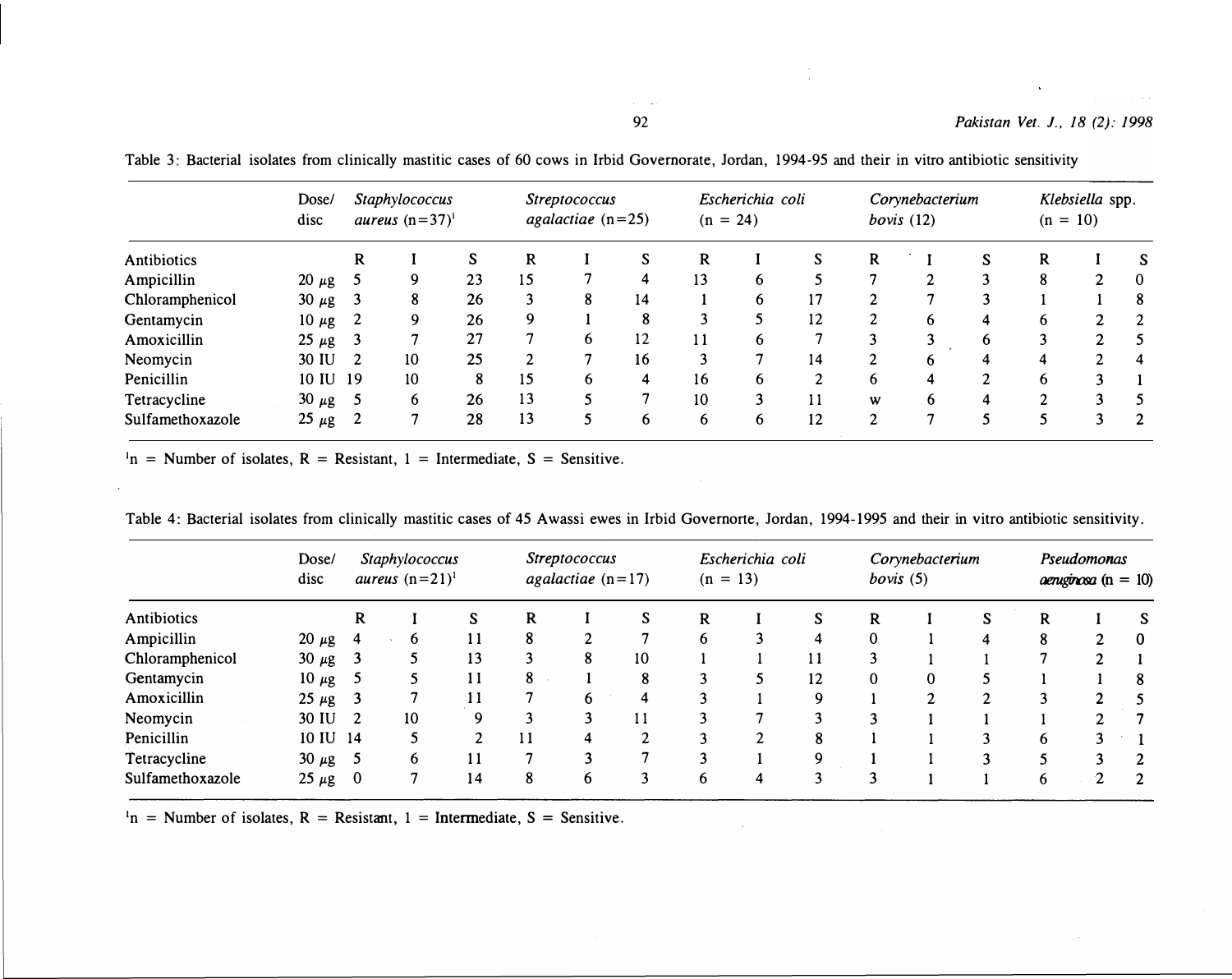Table 3: Bacterial isolates from clinically mastitic cases of 60 cows in Irbid Governorate, Jordan, 1994-95 and their in vitro antibiotic sensitivity

| | Dose/ disc | *Staphylococcus aureus* (n=37)[1] | | | *Streptococcus agalactiae* (n=25) | | | *Escherichia coli* (n = 24) | | | *Corynebacterium bovis* (12) | | | *Klebsiella* spp. (n = 10) | | |
|---|---|---|---|---|---|---|---|---|---|---|---|---|---|---|---|---|
| Antibiotics | | R | I | S | R | I | S | R | I | S | R | I | S | R | I | S |
| Ampicillin | 20 μg | 5 | 9 | 23 | 15 | 7 | 4 | 13 | 6 | 5 | 7 | 2 | 3 | 8 | 2 | 0 |
| Chloramphenicol | 30 μg | 3 | 8 | 26 | 3 | 8 | 14 | 1 | 6 | 17 | 2 | 7 | 3 | 1 | 1 | 8 |
| Gentamycin | 10 μg | 2 | 9 | 26 | 9 | 1 | 8 | 3 | 5 | 12 | 2 | 6 | 4 | 6 | 2 | 2 |
| Amoxicillin | 25 μg | 3 | 7 | 27 | 7 | 6 | 12 | 11 | 6 | 7 | 3 | 3 | 6 | 3 | 2 | 5 |
| Neomycin | 30 IU | 2 | 10 | 25 | 2 | 7 | 16 | 3 | 7 | 14 | 2 | 6 | 4 | 4 | 2 | 4 |
| Penicillin | 10 IU | 19 | 10 | 8 | 15 | 6 | 4 | 16 | 6 | 2 | 6 | 4 | 2 | 6 | 3 | 1 |
| Tetracycline | 30 μg | 5 | 6 | 26 | 13 | 5 | 7 | 10 | 3 | 11 | w | 6 | 4 | 2 | 3 | 5 |
| Sulfamethoxazole | 25 μg | 2 | 7 | 28 | 13 | 5 | 6 | 6 | 6 | 12 | 2 | 7 | 5 | 5 | 3 | 2 |

[1]n = Number of isolates, R = Resistant, 1 = Intermediate, S = Sensitive.

Table 4: Bacterial isolates from clinically mastitic cases of 45 Awassi ewes in Irbid Governorte, Jordan, 1994-1995 and their in vitro antibiotic sensitivity.

| | Dose/ disc | *Staphylococcus aureus* (n=21)[1] | | | *Streptococcus agalactiae* (n=17) | | | *Escherichia coli* (n = 13) | | | *Corynebacterium bovis* (5) | | | *Pseudomonas aeruginosa* (n = 10) | | |
|---|---|---|---|---|---|---|---|---|---|---|---|---|---|---|---|---|
| Antibiotics | | R | I | S | R | I | S | R | I | S | R | I | S | R | I | S |
| Ampicillin | 20 μg | 4 | 6 | 11 | 8 | 2 | 7 | 6 | 3 | 4 | 0 | 1 | 4 | 8 | 2 | 0 |
| Chloramphenicol | 30 μg | 3 | 5 | 13 | 3 | 8 | 10 | 1 | 1 | 11 | 3 | 1 | 1 | 7 | 2 | 1 |
| Gentamycin | 10 μg | 5 | 5 | 11 | 8 | 1 | 8 | 3 | 5 | 12 | 0 | 0 | 5 | 1 | 1 | 8 |
| Amoxicillin | 25 μg | 3 | 7 | 11 | 7 | 6 | 4 | 3 | 1 | 9 | 1 | 2 | 2 | 3 | 2 | 5 |
| Neomycin | 30 IU | 2 | 10 | 9 | 3 | 3 | 11 | 3 | 7 | 3 | 3 | 1 | 1 | 1 | 2 | 7 |
| Penicillin | 10 IU | 14 | 5 | 2 | 11 | 4 | 2 | 3 | 2 | 8 | 1 | 1 | 3 | 6 | 3 | 1 |
| Tetracycline | 30 μg | 5 | 6 | 11 | 7 | 3 | 7 | 3 | 1 | 9 | 1 | 1 | 3 | 5 | 3 | 2 |
| Sulfamethoxazole | 25 μg | 0 | 7 | 14 | 8 | 6 | 3 | 6 | 4 | 3 | 3 | 1 | 1 | 6 | 2 | 2 |

[1]n = Number of isolates, R = Resistant, 1 = Intermediate, S = Sensitive.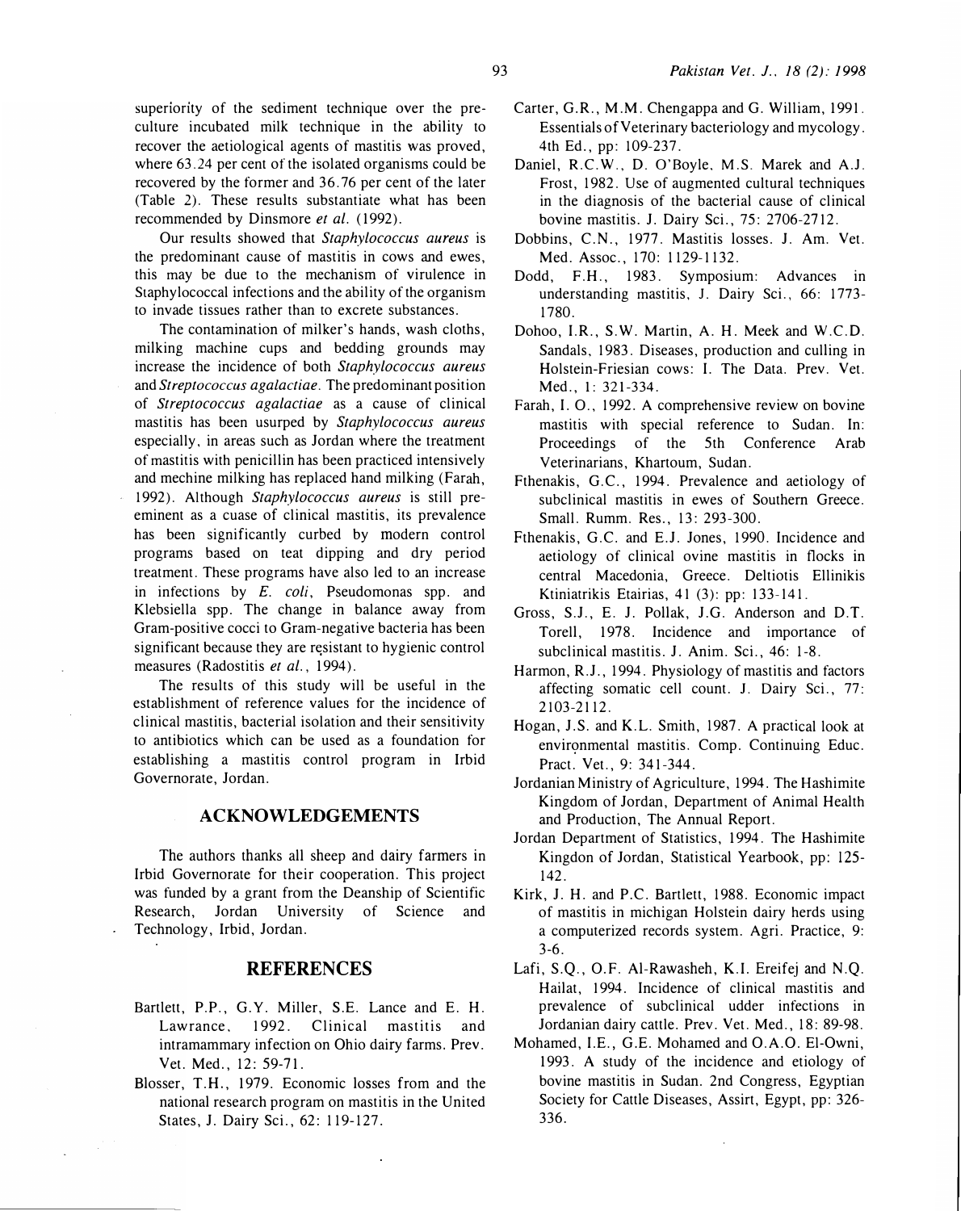superiority of the sediment technique over the pre-culture incubated milk technique in the ability to recover the aetiological agents of mastitis was proved, where 63.24 per cent of the isolated organisms could be recovered by the former and 36.76 per cent of the later (Table 2). These results substantiate what has been recommended by Dinsmore *et al.* (1992).

Our results showed that *Staphylococcus aureus* is the predominant cause of mastitis in cows and ewes, this may be due to the mechanism of virulence in Staphylococcal infections and the ability of the organism to invade tissues rather than to excrete substances.

The contamination of milker's hands, wash cloths, milking machine cups and bedding grounds may increase the incidence of both *Staphylococcus aureus* and *Streptococcus agalactiae*. The predominant position of *Streptococcus agalactiae* as a cause of clinical mastitis has been usurped by *Staphylococcus aureus* especially, in areas such as Jordan where the treatment of mastitis with penicillin has been practiced intensively and mechine milking has replaced hand milking (Farah, 1992). Although *Staphylococcus aureus* is still pre-eminent as a cuase of clinical mastitis, its prevalence has been significantly curbed by modern control programs based on teat dipping and dry period treatment. These programs have also led to an increase in infections by *E. coli*, Pseudomonas spp. and Klebsiella spp. The change in balance away from Gram-positive cocci to Gram-negative bacteria has been significant because they are resistant to hygienic control measures (Radostitis *et al.*, 1994).

The results of this study will be useful in the establishment of reference values for the incidence of clinical mastitis, bacterial isolation and their sensitivity to antibiotics which can be used as a foundation for establishing a mastitis control program in Irbid Governorate, Jordan.

## ACKNOWLEDGEMENTS

The authors thanks all sheep and dairy farmers in Irbid Governorate for their cooperation. This project was funded by a grant from the Deanship of Scientific Research, Jordan University of Science and Technology, Irbid, Jordan.

## REFERENCES

Bartlett, P.P., G.Y. Miller, S.E. Lance and E. H. Lawrance, 1992. Clinical mastitis and intramammary infection on Ohio dairy farms. Prev. Vet. Med., 12: 59-71.

Blosser, T.H., 1979. Economic losses from and the national research program on mastitis in the United States, J. Dairy Sci., 62: 119-127.

Carter, G.R., M.M. Chengappa and G. William, 1991. Essentials of Veterinary bacteriology and mycology. 4th Ed., pp: 109-237.

Daniel, R.C.W., D. O'Boyle, M.S. Marek and A.J. Frost, 1982. Use of augmented cultural techniques in the diagnosis of the bacterial cause of clinical bovine mastitis. J. Dairy Sci., 75: 2706-2712.

Dobbins, C.N., 1977. Mastitis losses. J. Am. Vet. Med. Assoc., 170: 1129-1132.

Dodd, F.H., 1983. Symposium: Advances in understanding mastitis, J. Dairy Sci., 66: 1773-1780.

Dohoo, I.R., S.W. Martin, A. H. Meek and W.C.D. Sandals, 1983. Diseases, production and culling in Holstein-Friesian cows: I. The Data. Prev. Vet. Med., 1: 321-334.

Farah, I. O., 1992. A comprehensive review on bovine mastitis with special reference to Sudan. In: Proceedings of the 5th Conference Arab Veterinarians, Khartoum, Sudan.

Fthenakis, G.C., 1994. Prevalence and aetiology of subclinical mastitis in ewes of Southern Greece. Small. Rumm. Res., 13: 293-300.

Fthenakis, G.C. and E.J. Jones, 1990. Incidence and aetiology of clinical ovine mastitis in flocks in central Macedonia, Greece. Deltiotis Ellinikis Ktiniatrikis Etairias, 41 (3): pp: 133-141.

Gross, S.J., E. J. Pollak, J.G. Anderson and D.T. Torell, 1978. Incidence and importance of subclinical mastitis. J. Anim. Sci., 46: 1-8.

Harmon, R.J., 1994. Physiology of mastitis and factors affecting somatic cell count. J. Dairy Sci., 77: 2103-2112.

Hogan, J.S. and K.L. Smith, 1987. A practical look at environmental mastitis. Comp. Continuing Educ. Pract. Vet., 9: 341-344.

Jordanian Ministry of Agriculture, 1994. The Hashimite Kingdom of Jordan, Department of Animal Health and Production, The Annual Report.

Jordan Department of Statistics, 1994. The Hashimite Kingdon of Jordan, Statistical Yearbook, pp: 125-142.

Kirk, J. H. and P.C. Bartlett, 1988. Economic impact of mastitis in michigan Holstein dairy herds using a computerized records system. Agri. Practice, 9: 3-6.

Lafi, S.Q., O.F. Al-Rawasheh, K.I. Ereifej and N.Q. Hailat, 1994. Incidence of clinical mastitis and prevalence of subclinical udder infections in Jordanian dairy cattle. Prev. Vet. Med., 18: 89-98.

Mohamed, I.E., G.E. Mohamed and O.A.O. El-Owni, 1993. A study of the incidence and etiology of bovine mastitis in Sudan. 2nd Congress, Egyptian Society for Cattle Diseases, Assirt, Egypt, pp: 326-336.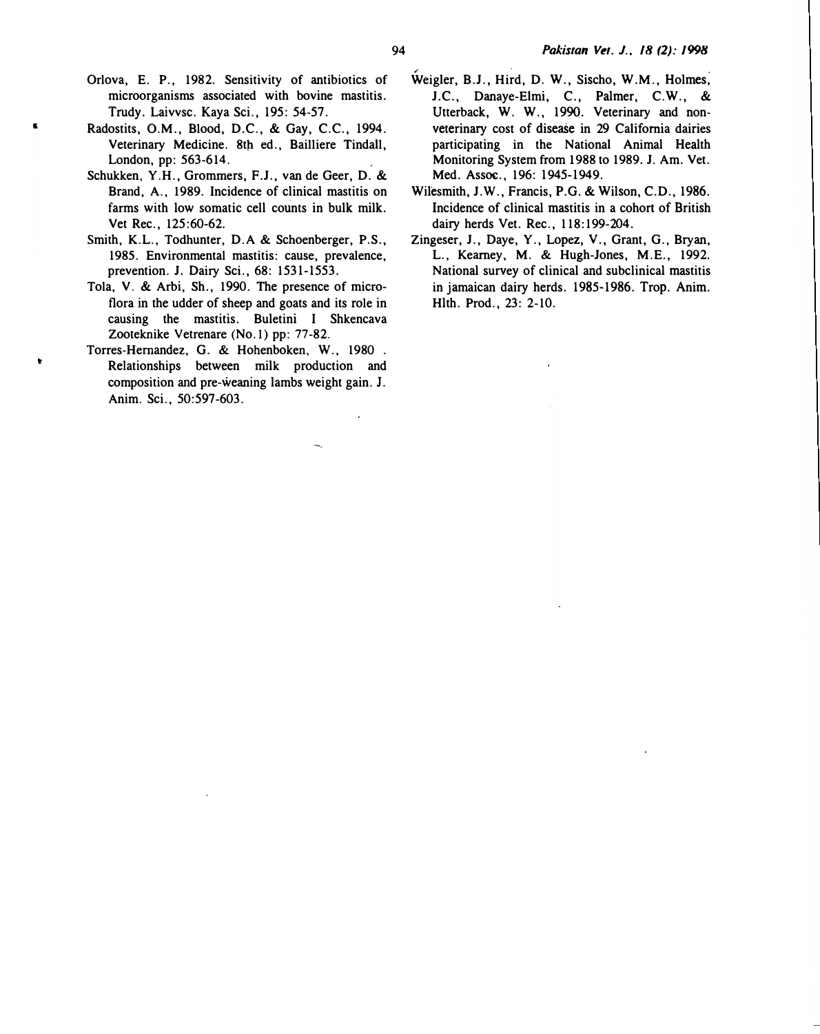Orlova, E. P., 1982. Sensitivity of antibiotics of microorganisms associated with bovine mastitis. Trudy. Laivvsc. Kaya Sci., 195: 54-57.

Radostits, O.M., Blood, D.C., & Gay, C.C., 1994. Veterinary Medicine. 8th ed., Bailliere Tindall, London, pp: 563-614.

Schukken, Y.H., Grommers, F.J., van de Geer, D. & Brand, A., 1989. Incidence of clinical mastitis on farms with low somatic cell counts in bulk milk. Vet Rec., 125:60-62.

Smith, K.L., Todhunter, D.A & Schoenberger, P.S., 1985. Environmental mastitis: cause, prevalence, prevention. J. Dairy Sci., 68: 1531-1553.

Tola, V. & Arbi, Sh., 1990. The presence of micro-flora in the udder of sheep and goats and its role in causing the mastitis. Buletini I Shkencava Zooteknike Vetrenare (No.1) pp: 77-82.

Torres-Hernandez, G. & Hohenboken, W., 1980 . Relationships between milk production and composition and pre-weaning lambs weight gain. J. Anim. Sci., 50:597-603.

Weigler, B.J., Hird, D. W., Sischo, W.M., Holmes, J.C., Danaye-Elmi, C., Palmer, C.W., & Utterback, W. W., 1990. Veterinary and non-veterinary cost of disease in 29 California dairies participating in the National Animal Health Monitoring System from 1988 to 1989. J. Am. Vet. Med. Assoc., 196: 1945-1949.

Wilesmith, J.W., Francis, P.G. & Wilson, C.D., 1986. Incidence of clinical mastitis in a cohort of British dairy herds Vet. Rec., 118:199-204.

Zingeser, J., Daye, Y., Lopez, V., Grant, G., Bryan, L., Kearney, M. & Hugh-Jones, M.E., 1992. National survey of clinical and subclinical mastitis in jamaican dairy herds. 1985-1986. Trop. Anim. Hlth. Prod., 23: 2-10.